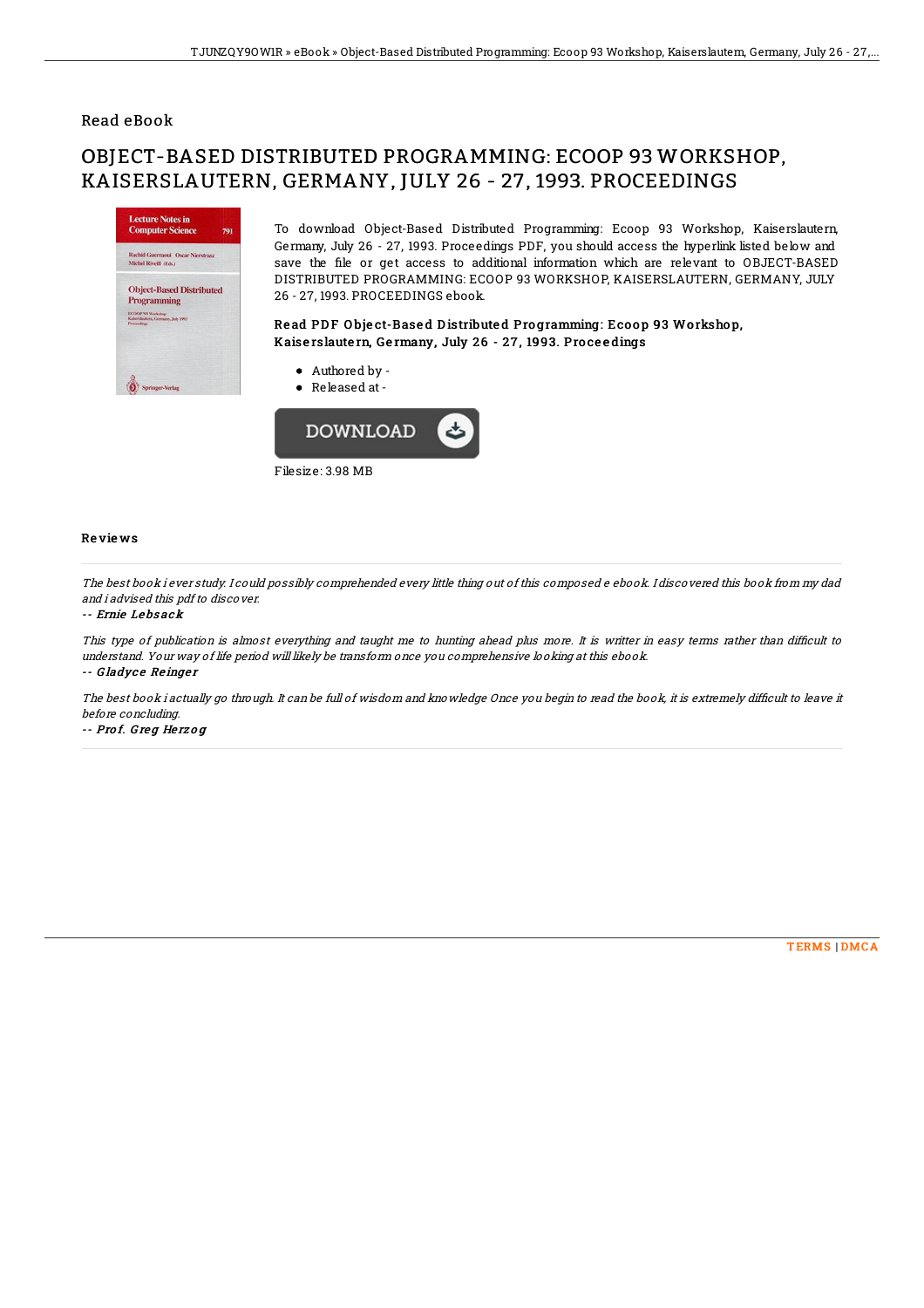# Read eBook

# OBJECT-BASED DISTRIBUTED PROGRAMMING: ECOOP 93 WORKSHOP, KAISERSLAUTERN, GERMANY, JULY 26 - 27, 1993. PROCEEDINGS

To download Object-Based Distributed Programming: Ecoop 93 Workshop, Kaiserslautern, Germany, July 26 - 27, 1993. Proceedings PDF, you should access the hyperlink listed below and save the file or get access to additional information which are relevant to OBJECT-BASED DISTRIBUTED PROGRAMMING: ECOOP 93 WORKSHOP, KAISERSLAUTERN, GERMANY, JULY 26 - 27, 1993. PROCEEDINGS ebook.

### Read PDF Object-Based Distributed Programming: Ecoop 93 Workshop, Kaiserslautern, Germany, July 26 - 27, 1993. Proceedings

- Authored by -
- Released at -

DOWNLOAD

Filesize: 3.98 MB

## Reviews

*The best book i ever study. I could possibly comprehended every little thing out of this composed e ebook. I discovered this book from my dad and i advised this pdf to discover.*

-- **Ernie Lebsack**

*This type of publication is almost everything and taught me to hunting ahead plus more. It is writter in easy terms rather than difficult to understand. Your way of life period will likely be transform once you comprehensive looking at this ebook.*

-- **Gladyce Reinger**

*The best book i actually go through. It can be full of wisdom and knowledge Once you begin to read the book, it is extremely difficult to leave it before concluding.*

-- **Prof. Greg Herzog**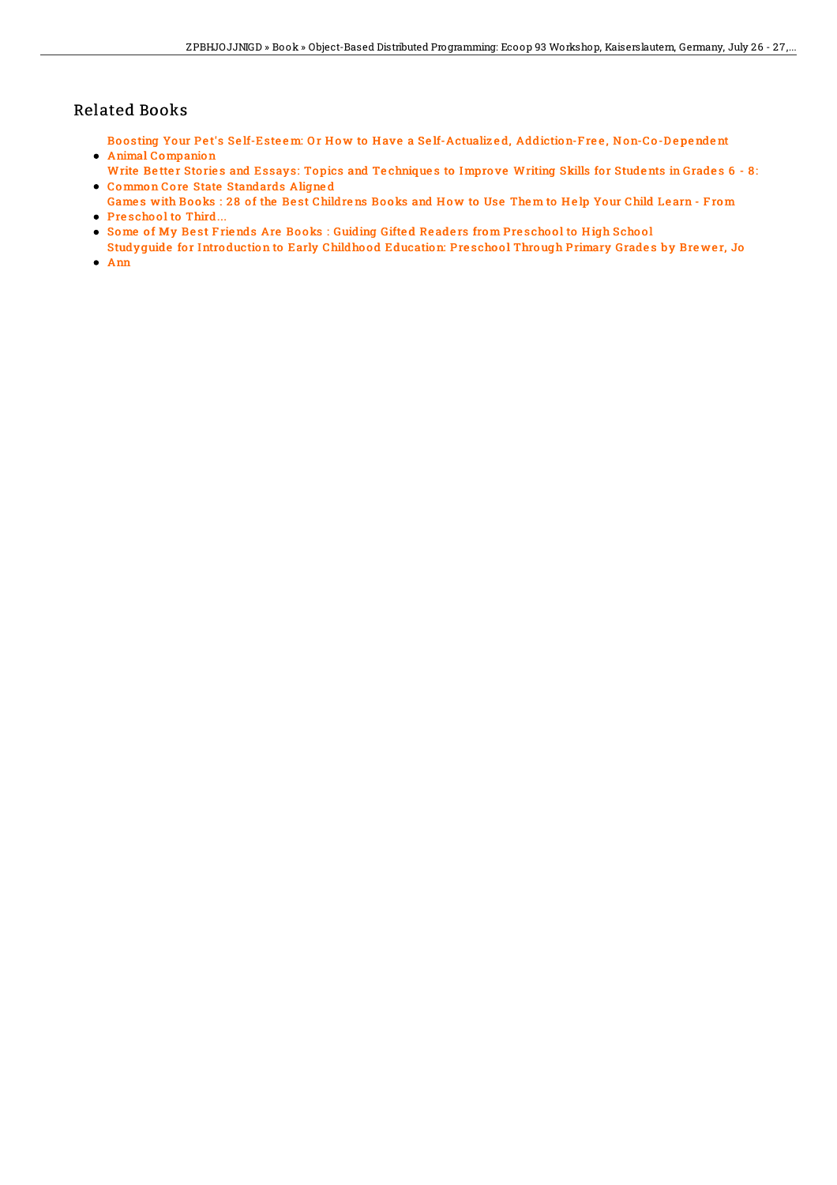## Related Books

- Boosting Your Pet's Self-Esteem: Or How to Have a Self-Actualized, Addiction-Free, Non-Co-Dependent Animal Companion
- Write Better Stories and Essays: Topics and Techniques to Improve Writing Skills for Students in Grades 6 - 8: Common Core State Standards Aligned
- Games with Books : 28 of the Best Childrens Books and How to Use Them to Help Your Child Learn - From Preschool to Third...
- Some of My Best Friends Are Books : Guiding Gifted Readers from Preschool to High School
- Studyguide for Introduction to Early Childhood Education: Preschool Through Primary Grades by Brewer, Jo Ann